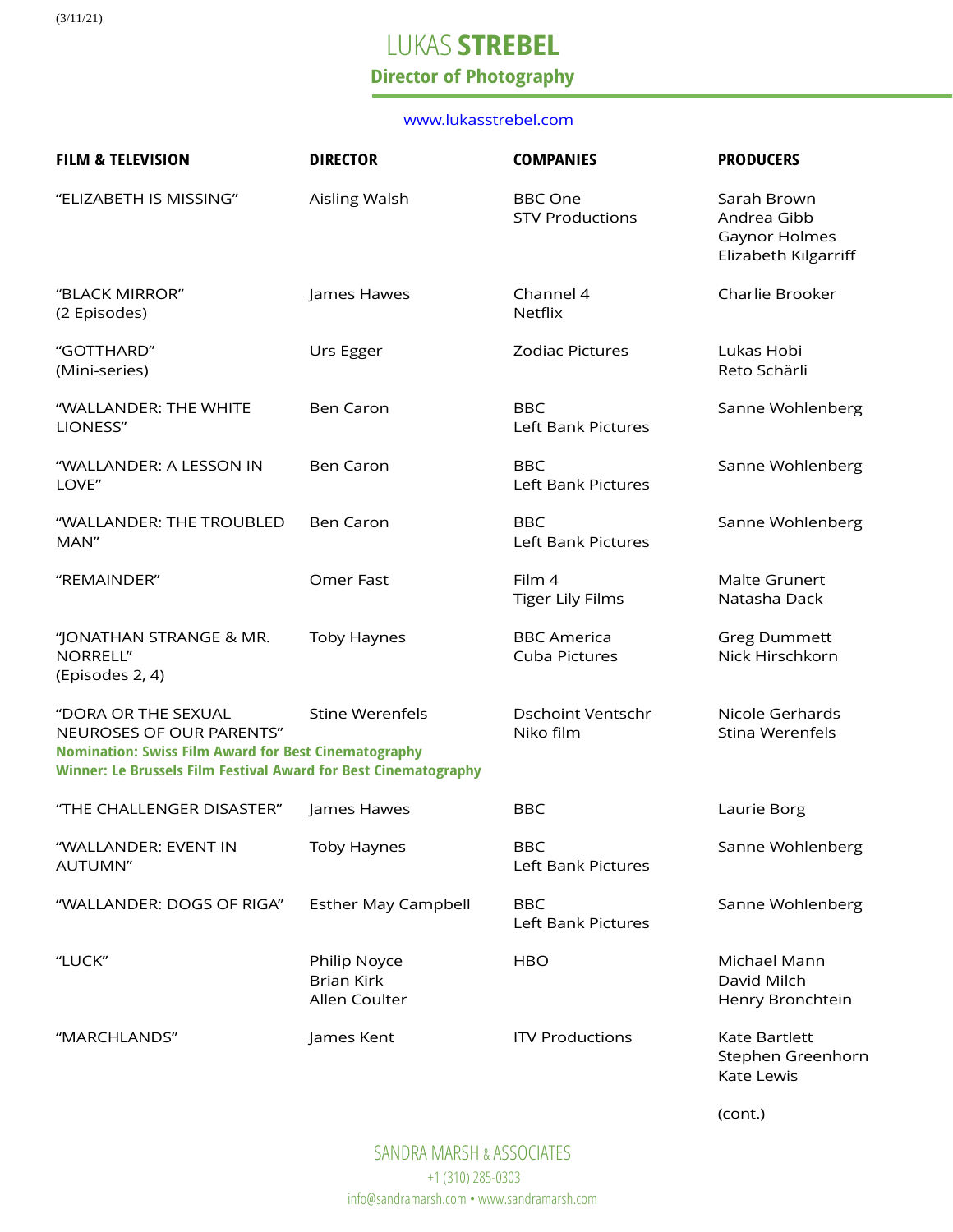(3/11/21)

# LUKAS **STREBEL**

## Director of Photography

www.lukasstrebel.com

| FILM & TELEVISION | DIRECTOR | COMPANIES | PRODUCERS |
|---|---|---|---|
| "ELIZABETH IS MISSING" | Aisling Walsh | BBC One<br>STV Productions | Sarah Brown<br>Andrea Gibb<br>Gaynor Holmes<br>Elizabeth Kilgarriff |
| "BLACK MIRROR"<br>(2 Episodes) | James Hawes | Channel 4<br>Netflix | Charlie Brooker |
| "GOTTHARD"<br>(Mini-series) | Urs Egger | Zodiac Pictures | Lukas Hobi<br>Reto Schärli |
| "WALLANDER: THE WHITE LIONESS" | Ben Caron | BBC<br>Left Bank Pictures | Sanne Wohlenberg |
| "WALLANDER: A LESSON IN LOVE" | Ben Caron | BBC<br>Left Bank Pictures | Sanne Wohlenberg |
| "WALLANDER: THE TROUBLED MAN" | Ben Caron | BBC<br>Left Bank Pictures | Sanne Wohlenberg |
| "REMAINDER" | Omer Fast | Film 4<br>Tiger Lily Films | Malte Grunert<br>Natasha Dack |
| "JONATHAN STRANGE & MR. NORRELL"<br>(Episodes 2, 4) | Toby Haynes | BBC America<br>Cuba Pictures | Greg Dummett<br>Nick Hirschkorn |
| "DORA OR THE SEXUAL NEUROSES OF OUR PARENTS"<br>**Nomination: Swiss Film Award for Best Cinematography**<br>**Winner: Le Brussels Film Festival Award for Best Cinematography** | Stine Werenfels | Dschoint Ventschr<br>Niko film | Nicole Gerhards<br>Stina Werenfels |
| "THE CHALLENGER DISASTER" | James Hawes | BBC | Laurie Borg |
| "WALLANDER: EVENT IN AUTUMN" | Toby Haynes | BBC<br>Left Bank Pictures | Sanne Wohlenberg |
| "WALLANDER: DOGS OF RIGA" | Esther May Campbell | BBC<br>Left Bank Pictures | Sanne Wohlenberg |
| "LUCK" | Philip Noyce<br>Brian Kirk<br>Allen Coulter | HBO | Michael Mann<br>David Milch<br>Henry Bronchtein |
| "MARCHLANDS" | James Kent | ITV Productions | Kate Bartlett<br>Stephen Greenhorn<br>Kate Lewis |

(cont.)

SANDRA MARSH & ASSOCIATES
+1 (310) 285-0303
info@sandramarsh.com • www.sandramarsh.com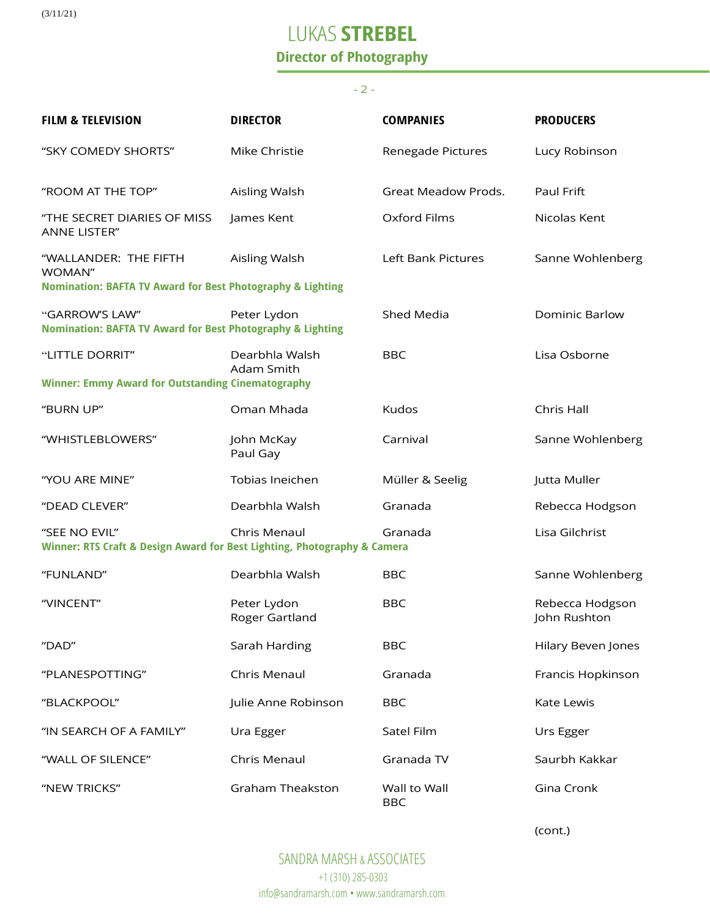# LUKAS **STREBEL**

## Director of Photography

| FILM & TELEVISION | DIRECTOR | COMPANIES | PRODUCERS |
|---|---|---|---|
| "SKY COMEDY SHORTS" | Mike Christie | Renegade Pictures | Lucy Robinson |
| "ROOM AT THE TOP" | Aisling Walsh | Great Meadow Prods. | Paul Frift |
| "THE SECRET DIARIES OF MISS ANNE LISTER" | James Kent | Oxford Films | Nicolas Kent |
| "WALLANDER: THE FIFTH WOMAN"<br>**Nomination: BAFTA TV Award for Best Photography & Lighting** | Aisling Walsh | Left Bank Pictures | Sanne Wohlenberg |
| "GARROW'S LAW"<br>**Nomination: BAFTA TV Award for Best Photography & Lighting** | Peter Lydon | Shed Media | Dominic Barlow |
| "LITTLE DORRIT"<br>**Winner: Emmy Award for Outstanding Cinematography** | Dearbhla Walsh<br>Adam Smith | BBC | Lisa Osborne |
| "BURN UP" | Oman Mhada | Kudos | Chris Hall |
| "WHISTLEBLOWERS" | John McKay<br>Paul Gay | Carnival | Sanne Wohlenberg |
| "YOU ARE MINE" | Tobias Ineichen | Müller & Seelig | Jutta Muller |
| "DEAD CLEVER" | Dearbhla Walsh | Granada | Rebecca Hodgson |
| "SEE NO EVIL"<br>**Winner: RTS Craft & Design Award for Best Lighting, Photography & Camera** | Chris Menaul | Granada | Lisa Gilchrist |
| "FUNLAND" | Dearbhla Walsh | BBC | Sanne Wohlenberg |
| "VINCENT" | Peter Lydon<br>Roger Gartland | BBC | Rebecca Hodgson<br>John Rushton |
| "DAD" | Sarah Harding | BBC | Hilary Beven Jones |
| "PLANESPOTTING" | Chris Menaul | Granada | Francis Hopkinson |
| "BLACKPOOL" | Julie Anne Robinson | BBC | Kate Lewis |
| "IN SEARCH OF A FAMILY" | Ura Egger | Satel Film | Urs Egger |
| "WALL OF SILENCE" | Chris Menaul | Granada TV | Saurbh Kakkar |
| "NEW TRICKS" | Graham Theakston | Wall to Wall<br>BBC | Gina Cronk |

(cont.)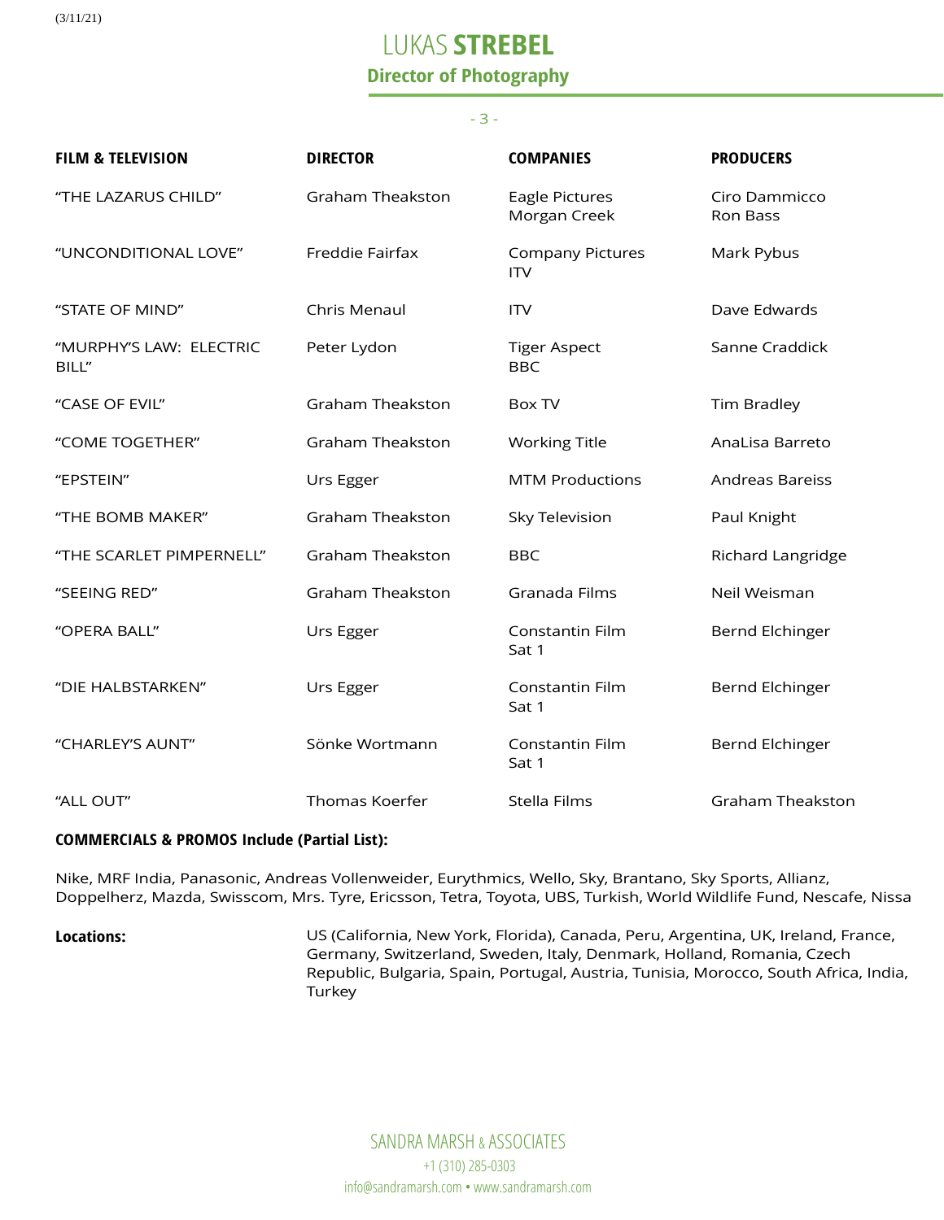| FILM & TELEVISION | DIRECTOR | COMPANIES | PRODUCERS |
| --- | --- | --- | --- |
| "THE LAZARUS CHILD" | Graham Theakston | Eagle Pictures<br>Morgan Creek | Ciro Dammicco<br>Ron Bass |
| "UNCONDITIONAL LOVE" | Freddie Fairfax | Company Pictures<br>ITV | Mark Pybus |
| "STATE OF MIND" | Chris Menaul | ITV | Dave Edwards |
| "MURPHY'S LAW: ELECTRIC BILL" | Peter Lydon | Tiger Aspect<br>BBC | Sanne Craddick |
| "CASE OF EVIL" | Graham Theakston | Box TV | Tim Bradley |
| "COME TOGETHER" | Graham Theakston | Working Title | AnaLisa Barreto |
| "EPSTEIN" | Urs Egger | MTM Productions | Andreas Bareiss |
| "THE BOMB MAKER" | Graham Theakston | Sky Television | Paul Knight |
| "THE SCARLET PIMPERNELL" | Graham Theakston | BBC | Richard Langridge |
| "SEEING RED" | Graham Theakston | Granada Films | Neil Weisman |
| "OPERA BALL" | Urs Egger | Constantin Film<br>Sat 1 | Bernd Elchinger |
| "DIE HALBSTARKEN" | Urs Egger | Constantin Film<br>Sat 1 | Bernd Elchinger |
| "CHARLEY'S AUNT" | Sönke Wortmann | Constantin Film<br>Sat 1 | Bernd Elchinger |
| "ALL OUT" | Thomas Koerfer | Stella Films | Graham Theakston |

**COMMERCIALS & PROMOS Include (Partial List):**

Nike, MRF India, Panasonic, Andreas Vollenweider, Eurythmics, Wello, Sky, Brantano, Sky Sports, Allianz, Doppelherz, Mazda, Swisscom, Mrs. Tyre, Ericsson, Tetra, Toyota, UBS, Turkish, World Wildlife Fund, Nescafe, Nissa

**Locations:** US (California, New York, Florida), Canada, Peru, Argentina, UK, Ireland, France, Germany, Switzerland, Sweden, Italy, Denmark, Holland, Romania, Czech Republic, Bulgaria, Spain, Portugal, Austria, Tunisia, Morocco, South Africa, India, Turkey